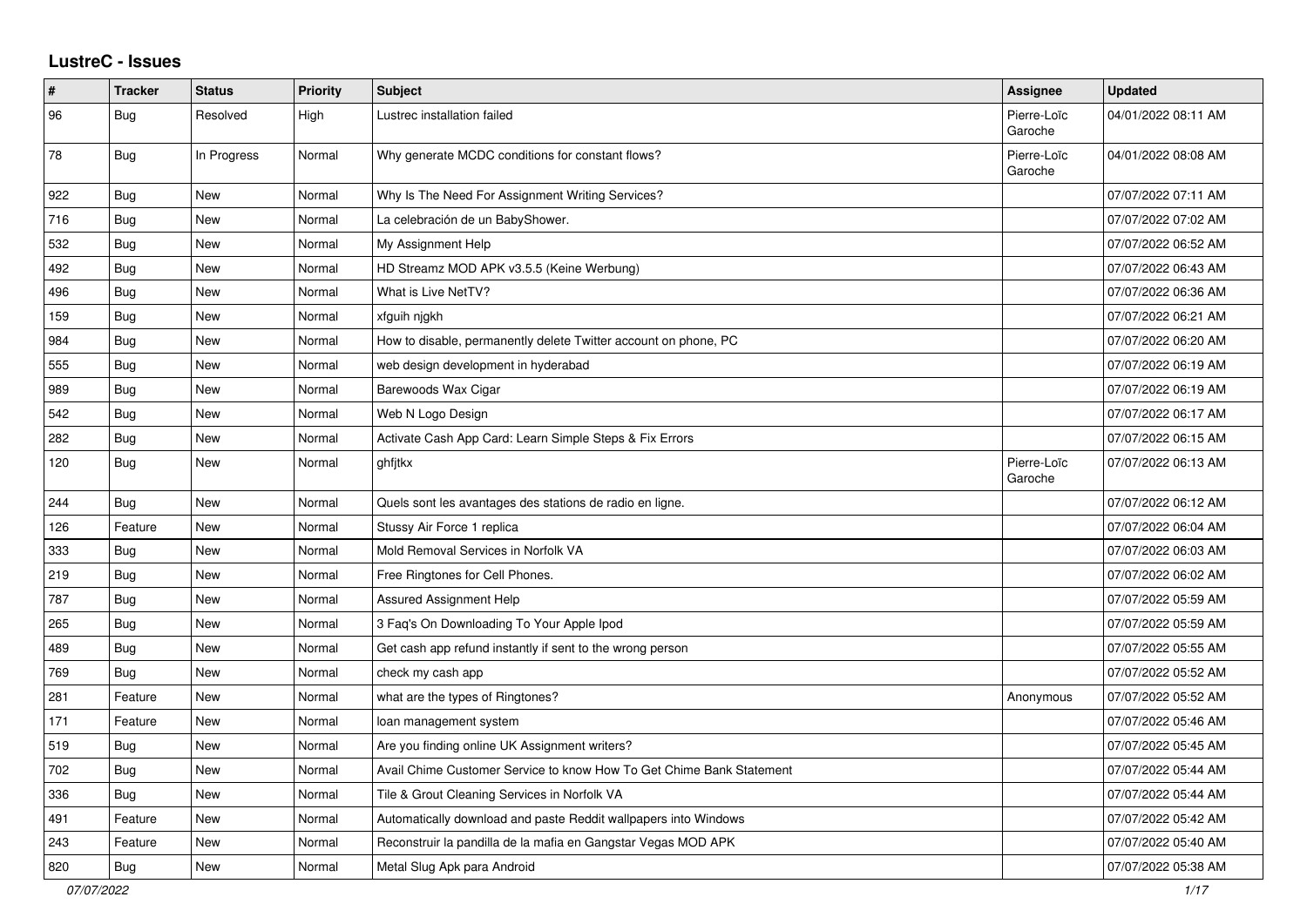# LustreC - Issues

| # | Tracker | Status | Priority | Subject | Assignee | Updated |
|---|---|---|---|---|---|---|
| 96 | Bug | Resolved | High | Lustrec installation failed | Pierre-Loïc Garoche | 04/01/2022 08:11 AM |
| 78 | Bug | In Progress | Normal | Why generate MCDC conditions for constant flows? | Pierre-Loïc Garoche | 04/01/2022 08:08 AM |
| 922 | Bug | New | Normal | Why Is The Need For Assignment Writing Services? | | 07/07/2022 07:11 AM |
| 716 | Bug | New | Normal | La celebración de un BabyShower. | | 07/07/2022 07:02 AM |
| 532 | Bug | New | Normal | My Assignment Help | | 07/07/2022 06:52 AM |
| 492 | Bug | New | Normal | HD Streamz MOD APK v3.5.5 (Keine Werbung) | | 07/07/2022 06:43 AM |
| 496 | Bug | New | Normal | What is Live NetTV? | | 07/07/2022 06:36 AM |
| 159 | Bug | New | Normal | xfguih njgkh | | 07/07/2022 06:21 AM |
| 984 | Bug | New | Normal | How to disable, permanently delete Twitter account on phone, PC | | 07/07/2022 06:20 AM |
| 555 | Bug | New | Normal | web design development in hyderabad | | 07/07/2022 06:19 AM |
| 989 | Bug | New | Normal | Barewoods Wax Cigar | | 07/07/2022 06:19 AM |
| 542 | Bug | New | Normal | Web N Logo Design | | 07/07/2022 06:17 AM |
| 282 | Bug | New | Normal | Activate Cash App Card: Learn Simple Steps & Fix Errors | | 07/07/2022 06:15 AM |
| 120 | Bug | New | Normal | ghfjtkx | Pierre-Loïc Garoche | 07/07/2022 06:13 AM |
| 244 | Bug | New | Normal | Quels sont les avantages des stations de radio en ligne. | | 07/07/2022 06:12 AM |
| 126 | Feature | New | Normal | Stussy Air Force 1 replica | | 07/07/2022 06:04 AM |
| 333 | Bug | New | Normal | Mold Removal Services in Norfolk VA | | 07/07/2022 06:03 AM |
| 219 | Bug | New | Normal | Free Ringtones for Cell Phones. | | 07/07/2022 06:02 AM |
| 787 | Bug | New | Normal | Assured Assignment Help | | 07/07/2022 05:59 AM |
| 265 | Bug | New | Normal | 3 Faq's On Downloading To Your Apple Ipod | | 07/07/2022 05:59 AM |
| 489 | Bug | New | Normal | Get cash app refund instantly if sent to the wrong person | | 07/07/2022 05:55 AM |
| 769 | Bug | New | Normal | check my cash app | | 07/07/2022 05:52 AM |
| 281 | Feature | New | Normal | what are the types of Ringtones? | Anonymous | 07/07/2022 05:52 AM |
| 171 | Feature | New | Normal | loan management system | | 07/07/2022 05:46 AM |
| 519 | Bug | New | Normal | Are you finding online UK Assignment writers? | | 07/07/2022 05:45 AM |
| 702 | Bug | New | Normal | Avail Chime Customer Service to know How To Get Chime Bank Statement | | 07/07/2022 05:44 AM |
| 336 | Bug | New | Normal | Tile & Grout Cleaning Services in Norfolk VA | | 07/07/2022 05:44 AM |
| 491 | Feature | New | Normal | Automatically download and paste Reddit wallpapers into Windows | | 07/07/2022 05:42 AM |
| 243 | Feature | New | Normal | Reconstruir la pandilla de la mafia en Gangstar Vegas MOD APK | | 07/07/2022 05:40 AM |
| 820 | Bug | New | Normal | Metal Slug Apk para Android | | 07/07/2022 05:38 AM |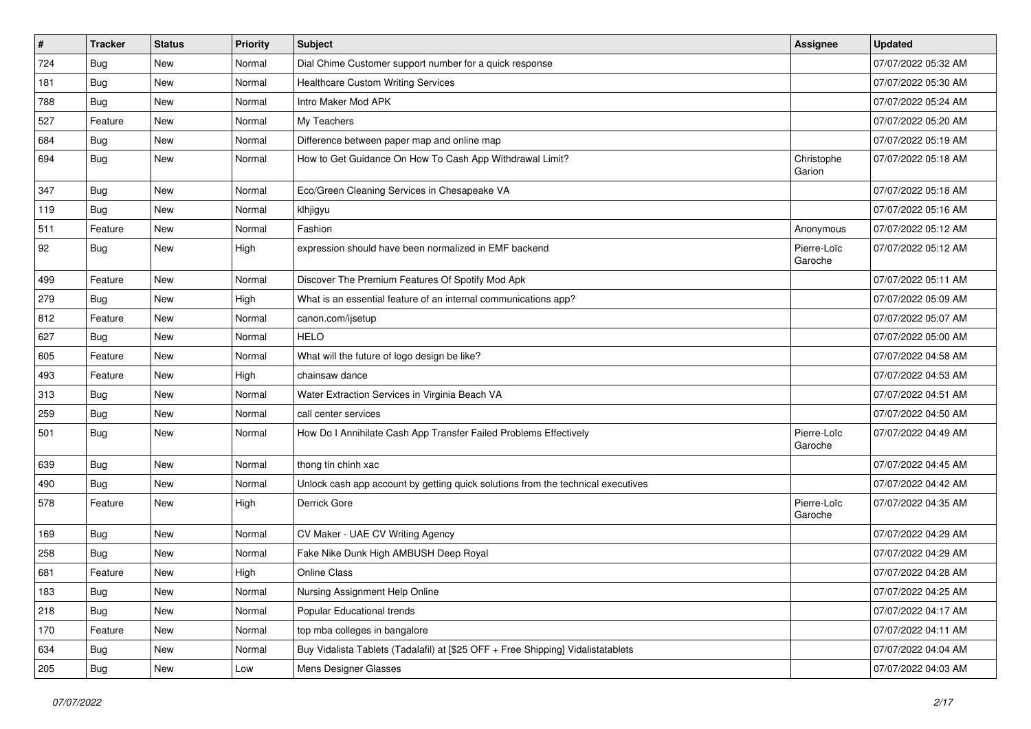| # | Tracker | Status | Priority | Subject | Assignee | Updated |
|---|---|---|---|---|---|---|
| 724 | Bug | New | Normal | Dial Chime Customer support number for a quick response | | 07/07/2022 05:32 AM |
| 181 | Bug | New | Normal | Healthcare Custom Writing Services | | 07/07/2022 05:30 AM |
| 788 | Bug | New | Normal | Intro Maker Mod APK | | 07/07/2022 05:24 AM |
| 527 | Feature | New | Normal | My Teachers | | 07/07/2022 05:20 AM |
| 684 | Bug | New | Normal | Difference between paper map and online map | | 07/07/2022 05:19 AM |
| 694 | Bug | New | Normal | How to Get Guidance On How To Cash App Withdrawal Limit? | Christophe Garion | 07/07/2022 05:18 AM |
| 347 | Bug | New | Normal | Eco/Green Cleaning Services in Chesapeake VA | | 07/07/2022 05:18 AM |
| 119 | Bug | New | Normal | klhjigyu | | 07/07/2022 05:16 AM |
| 511 | Feature | New | Normal | Fashion | Anonymous | 07/07/2022 05:12 AM |
| 92 | Bug | New | High | expression should have been normalized in EMF backend | Pierre-Loïc Garoche | 07/07/2022 05:12 AM |
| 499 | Feature | New | Normal | Discover The Premium Features Of Spotify Mod Apk | | 07/07/2022 05:11 AM |
| 279 | Bug | New | High | What is an essential feature of an internal communications app? | | 07/07/2022 05:09 AM |
| 812 | Feature | New | Normal | canon.com/ijsetup | | 07/07/2022 05:07 AM |
| 627 | Bug | New | Normal | HELO | | 07/07/2022 05:00 AM |
| 605 | Feature | New | Normal | What will the future of logo design be like? | | 07/07/2022 04:58 AM |
| 493 | Feature | New | High | chainsaw dance | | 07/07/2022 04:53 AM |
| 313 | Bug | New | Normal | Water Extraction Services in Virginia Beach VA | | 07/07/2022 04:51 AM |
| 259 | Bug | New | Normal | call center services | | 07/07/2022 04:50 AM |
| 501 | Bug | New | Normal | How Do I Annihilate Cash App Transfer Failed Problems Effectively | Pierre-Loïc Garoche | 07/07/2022 04:49 AM |
| 639 | Bug | New | Normal | thong tin chinh xac | | 07/07/2022 04:45 AM |
| 490 | Bug | New | Normal | Unlock cash app account by getting quick solutions from the technical executives | | 07/07/2022 04:42 AM |
| 578 | Feature | New | High | Derrick Gore | Pierre-Loïc Garoche | 07/07/2022 04:35 AM |
| 169 | Bug | New | Normal | CV Maker - UAE CV Writing Agency | | 07/07/2022 04:29 AM |
| 258 | Bug | New | Normal | Fake Nike Dunk High AMBUSH Deep Royal | | 07/07/2022 04:29 AM |
| 681 | Feature | New | High | Online Class | | 07/07/2022 04:28 AM |
| 183 | Bug | New | Normal | Nursing Assignment Help Online | | 07/07/2022 04:25 AM |
| 218 | Bug | New | Normal | Popular Educational trends | | 07/07/2022 04:17 AM |
| 170 | Feature | New | Normal | top mba colleges in bangalore | | 07/07/2022 04:11 AM |
| 634 | Bug | New | Normal | Buy Vidalista Tablets (Tadalafil) at [$25 OFF + Free Shipping] Vidalistatablets | | 07/07/2022 04:04 AM |
| 205 | Bug | New | Low | Mens Designer Glasses | | 07/07/2022 04:03 AM |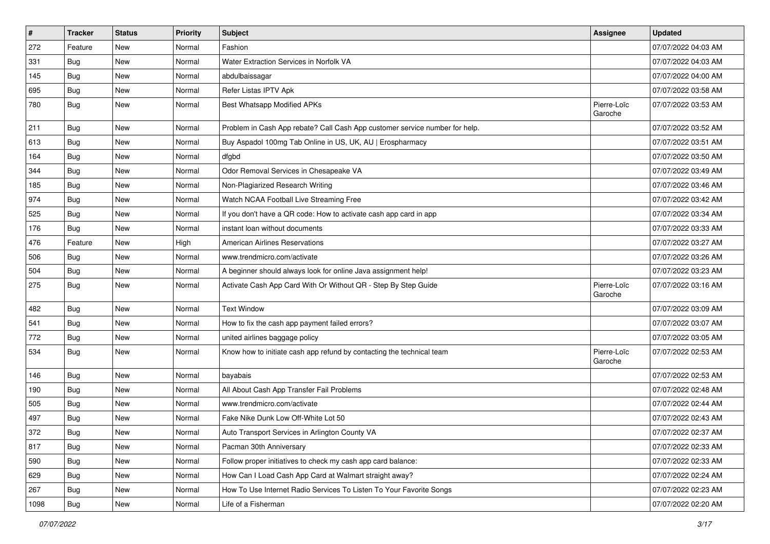| # | Tracker | Status | Priority | Subject | Assignee | Updated |
|---|---|---|---|---|---|---|
| 272 | Feature | New | Normal | Fashion | | 07/07/2022 04:03 AM |
| 331 | Bug | New | Normal | Water Extraction Services in Norfolk VA | | 07/07/2022 04:03 AM |
| 145 | Bug | New | Normal | abdulbaissagar | | 07/07/2022 04:00 AM |
| 695 | Bug | New | Normal | Refer Listas IPTV Apk | | 07/07/2022 03:58 AM |
| 780 | Bug | New | Normal | Best Whatsapp Modified APKs | Pierre-Loïc Garoche | 07/07/2022 03:53 AM |
| 211 | Bug | New | Normal | Problem in Cash App rebate? Call Cash App customer service number for help. | | 07/07/2022 03:52 AM |
| 613 | Bug | New | Normal | Buy Aspadol 100mg Tab Online in US, UK, AU \| Erospharmacy | | 07/07/2022 03:51 AM |
| 164 | Bug | New | Normal | dfgbd | | 07/07/2022 03:50 AM |
| 344 | Bug | New | Normal | Odor Removal Services in Chesapeake VA | | 07/07/2022 03:49 AM |
| 185 | Bug | New | Normal | Non-Plagiarized Research Writing | | 07/07/2022 03:46 AM |
| 974 | Bug | New | Normal | Watch NCAA Football Live Streaming Free | | 07/07/2022 03:42 AM |
| 525 | Bug | New | Normal | If you don't have a QR code: How to activate cash app card in app | | 07/07/2022 03:34 AM |
| 176 | Bug | New | Normal | instant loan without documents | | 07/07/2022 03:33 AM |
| 476 | Feature | New | High | American Airlines Reservations | | 07/07/2022 03:27 AM |
| 506 | Bug | New | Normal | www.trendmicro.com/activate | | 07/07/2022 03:26 AM |
| 504 | Bug | New | Normal | A beginner should always look for online Java assignment help! | | 07/07/2022 03:23 AM |
| 275 | Bug | New | Normal | Activate Cash App Card With Or Without QR - Step By Step Guide | Pierre-Loïc Garoche | 07/07/2022 03:16 AM |
| 482 | Bug | New | Normal | Text Window | | 07/07/2022 03:09 AM |
| 541 | Bug | New | Normal | How to fix the cash app payment failed errors? | | 07/07/2022 03:07 AM |
| 772 | Bug | New | Normal | united airlines baggage policy | | 07/07/2022 03:05 AM |
| 534 | Bug | New | Normal | Know how to initiate cash app refund by contacting the technical team | Pierre-Loïc Garoche | 07/07/2022 02:53 AM |
| 146 | Bug | New | Normal | bayabais | | 07/07/2022 02:53 AM |
| 190 | Bug | New | Normal | All About Cash App Transfer Fail Problems | | 07/07/2022 02:48 AM |
| 505 | Bug | New | Normal | www.trendmicro.com/activate | | 07/07/2022 02:44 AM |
| 497 | Bug | New | Normal | Fake Nike Dunk Low Off-White Lot 50 | | 07/07/2022 02:43 AM |
| 372 | Bug | New | Normal | Auto Transport Services in Arlington County VA | | 07/07/2022 02:37 AM |
| 817 | Bug | New | Normal | Pacman 30th Anniversary | | 07/07/2022 02:33 AM |
| 590 | Bug | New | Normal | Follow proper initiatives to check my cash app card balance: | | 07/07/2022 02:33 AM |
| 629 | Bug | New | Normal | How Can I Load Cash App Card at Walmart straight away? | | 07/07/2022 02:24 AM |
| 267 | Bug | New | Normal | How To Use Internet Radio Services To Listen To Your Favorite Songs | | 07/07/2022 02:23 AM |
| 1098 | Bug | New | Normal | Life of a Fisherman | | 07/07/2022 02:20 AM |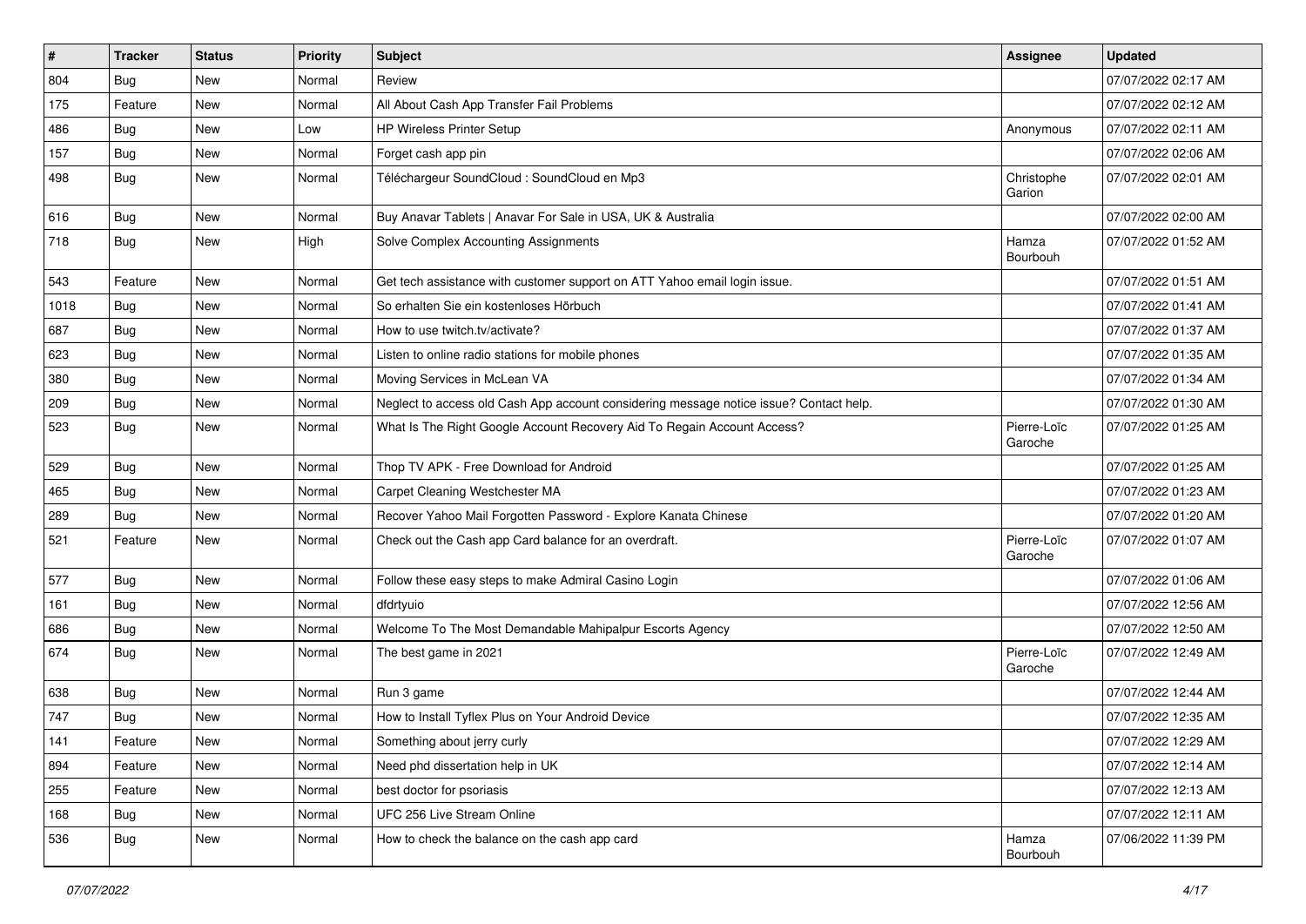| # | Tracker | Status | Priority | Subject | Assignee | Updated |
|---|---|---|---|---|---|---|
| 804 | Bug | New | Normal | Review | | 07/07/2022 02:17 AM |
| 175 | Feature | New | Normal | All About Cash App Transfer Fail Problems | | 07/07/2022 02:12 AM |
| 486 | Bug | New | Low | HP Wireless Printer Setup | Anonymous | 07/07/2022 02:11 AM |
| 157 | Bug | New | Normal | Forget cash app pin | | 07/07/2022 02:06 AM |
| 498 | Bug | New | Normal | Téléchargeur SoundCloud : SoundCloud en Mp3 | Christophe Garion | 07/07/2022 02:01 AM |
| 616 | Bug | New | Normal | Buy Anavar Tablets \| Anavar For Sale in USA, UK & Australia | | 07/07/2022 02:00 AM |
| 718 | Bug | New | High | Solve Complex Accounting Assignments | Hamza Bourbouh | 07/07/2022 01:52 AM |
| 543 | Feature | New | Normal | Get tech assistance with customer support on ATT Yahoo email login issue. | | 07/07/2022 01:51 AM |
| 1018 | Bug | New | Normal | So erhalten Sie ein kostenloses Hörbuch | | 07/07/2022 01:41 AM |
| 687 | Bug | New | Normal | How to use twitch.tv/activate? | | 07/07/2022 01:37 AM |
| 623 | Bug | New | Normal | Listen to online radio stations for mobile phones | | 07/07/2022 01:35 AM |
| 380 | Bug | New | Normal | Moving Services in McLean VA | | 07/07/2022 01:34 AM |
| 209 | Bug | New | Normal | Neglect to access old Cash App account considering message notice issue? Contact help. | | 07/07/2022 01:30 AM |
| 523 | Bug | New | Normal | What Is The Right Google Account Recovery Aid To Regain Account Access? | Pierre-Loïc Garoche | 07/07/2022 01:25 AM |
| 529 | Bug | New | Normal | Thop TV APK - Free Download for Android | | 07/07/2022 01:25 AM |
| 465 | Bug | New | Normal | Carpet Cleaning Westchester MA | | 07/07/2022 01:23 AM |
| 289 | Bug | New | Normal | Recover Yahoo Mail Forgotten Password - Explore Kanata Chinese | | 07/07/2022 01:20 AM |
| 521 | Feature | New | Normal | Check out the Cash app Card balance for an overdraft. | Pierre-Loïc Garoche | 07/07/2022 01:07 AM |
| 577 | Bug | New | Normal | Follow these easy steps to make Admiral Casino Login | | 07/07/2022 01:06 AM |
| 161 | Bug | New | Normal | dfdrtyuio | | 07/07/2022 12:56 AM |
| 686 | Bug | New | Normal | Welcome To The Most Demandable Mahipalpur Escorts Agency | | 07/07/2022 12:50 AM |
| 674 | Bug | New | Normal | The best game in 2021 | Pierre-Loïc Garoche | 07/07/2022 12:49 AM |
| 638 | Bug | New | Normal | Run 3 game | | 07/07/2022 12:44 AM |
| 747 | Bug | New | Normal | How to Install Tyflex Plus on Your Android Device | | 07/07/2022 12:35 AM |
| 141 | Feature | New | Normal | Something about jerry curly | | 07/07/2022 12:29 AM |
| 894 | Feature | New | Normal | Need phd dissertation help in UK | | 07/07/2022 12:14 AM |
| 255 | Feature | New | Normal | best doctor for psoriasis | | 07/07/2022 12:13 AM |
| 168 | Bug | New | Normal | UFC 256 Live Stream Online | | 07/07/2022 12:11 AM |
| 536 | Bug | New | Normal | How to check the balance on the cash app card | Hamza Bourbouh | 07/06/2022 11:39 PM |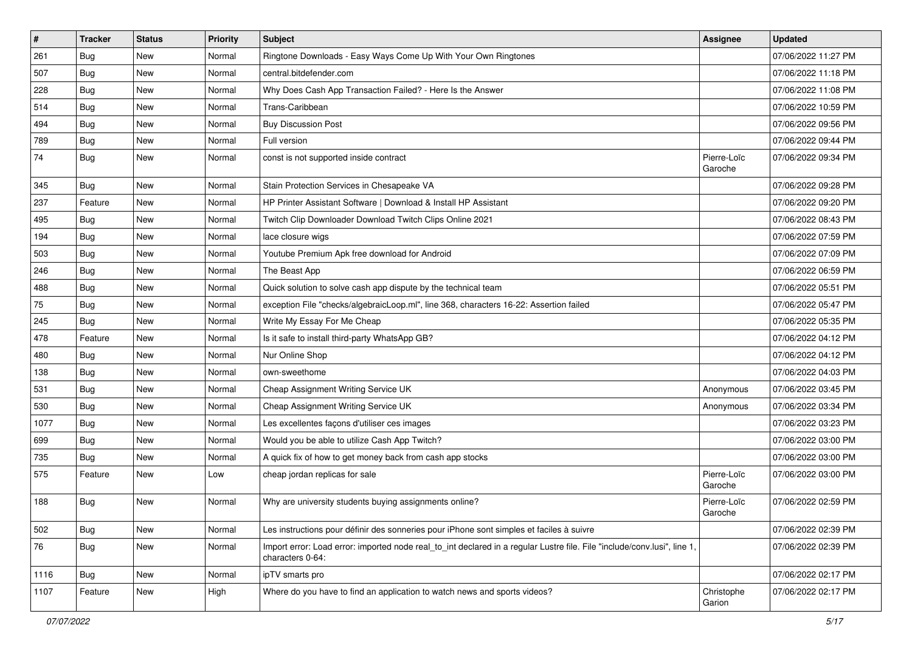| # | Tracker | Status | Priority | Subject | Assignee | Updated |
|---|---|---|---|---|---|---|
| 261 | Bug | New | Normal | Ringtone Downloads - Easy Ways Come Up With Your Own Ringtones | | 07/06/2022 11:27 PM |
| 507 | Bug | New | Normal | central.bitdefender.com | | 07/06/2022 11:18 PM |
| 228 | Bug | New | Normal | Why Does Cash App Transaction Failed? - Here Is the Answer | | 07/06/2022 11:08 PM |
| 514 | Bug | New | Normal | Trans-Caribbean | | 07/06/2022 10:59 PM |
| 494 | Bug | New | Normal | Buy Discussion Post | | 07/06/2022 09:56 PM |
| 789 | Bug | New | Normal | Full version | | 07/06/2022 09:44 PM |
| 74 | Bug | New | Normal | const is not supported inside contract | Pierre-Loïc Garoche | 07/06/2022 09:34 PM |
| 345 | Bug | New | Normal | Stain Protection Services in Chesapeake VA | | 07/06/2022 09:28 PM |
| 237 | Feature | New | Normal | HP Printer Assistant Software \| Download & Install HP Assistant | | 07/06/2022 09:20 PM |
| 495 | Bug | New | Normal | Twitch Clip Downloader Download Twitch Clips Online 2021 | | 07/06/2022 08:43 PM |
| 194 | Bug | New | Normal | lace closure wigs | | 07/06/2022 07:59 PM |
| 503 | Bug | New | Normal | Youtube Premium Apk free download for Android | | 07/06/2022 07:09 PM |
| 246 | Bug | New | Normal | The Beast App | | 07/06/2022 06:59 PM |
| 488 | Bug | New | Normal | Quick solution to solve cash app dispute by the technical team | | 07/06/2022 05:51 PM |
| 75 | Bug | New | Normal | exception File "checks/algebraicLoop.ml", line 368, characters 16-22: Assertion failed | | 07/06/2022 05:47 PM |
| 245 | Bug | New | Normal | Write My Essay For Me Cheap | | 07/06/2022 05:35 PM |
| 478 | Feature | New | Normal | Is it safe to install third-party WhatsApp GB? | | 07/06/2022 04:12 PM |
| 480 | Bug | New | Normal | Nur Online Shop | | 07/06/2022 04:12 PM |
| 138 | Bug | New | Normal | own-sweethome | | 07/06/2022 04:03 PM |
| 531 | Bug | New | Normal | Cheap Assignment Writing Service UK | Anonymous | 07/06/2022 03:45 PM |
| 530 | Bug | New | Normal | Cheap Assignment Writing Service UK | Anonymous | 07/06/2022 03:34 PM |
| 1077 | Bug | New | Normal | Les excellentes façons d'utiliser ces images | | 07/06/2022 03:23 PM |
| 699 | Bug | New | Normal | Would you be able to utilize Cash App Twitch? | | 07/06/2022 03:00 PM |
| 735 | Bug | New | Normal | A quick fix of how to get money back from cash app stocks | | 07/06/2022 03:00 PM |
| 575 | Feature | New | Low | cheap jordan replicas for sale | Pierre-Loïc Garoche | 07/06/2022 03:00 PM |
| 188 | Bug | New | Normal | Why are university students buying assignments online? | Pierre-Loïc Garoche | 07/06/2022 02:59 PM |
| 502 | Bug | New | Normal | Les instructions pour définir des sonneries pour iPhone sont simples et faciles à suivre | | 07/06/2022 02:39 PM |
| 76 | Bug | New | Normal | Import error: Load error: imported node real_to_int declared in a regular Lustre file. File "include/conv.lusi", line 1, characters 0-64: | | 07/06/2022 02:39 PM |
| 1116 | Bug | New | Normal | ipTV smarts pro | | 07/06/2022 02:17 PM |
| 1107 | Feature | New | High | Where do you have to find an application to watch news and sports videos? | Christophe Garion | 07/06/2022 02:17 PM |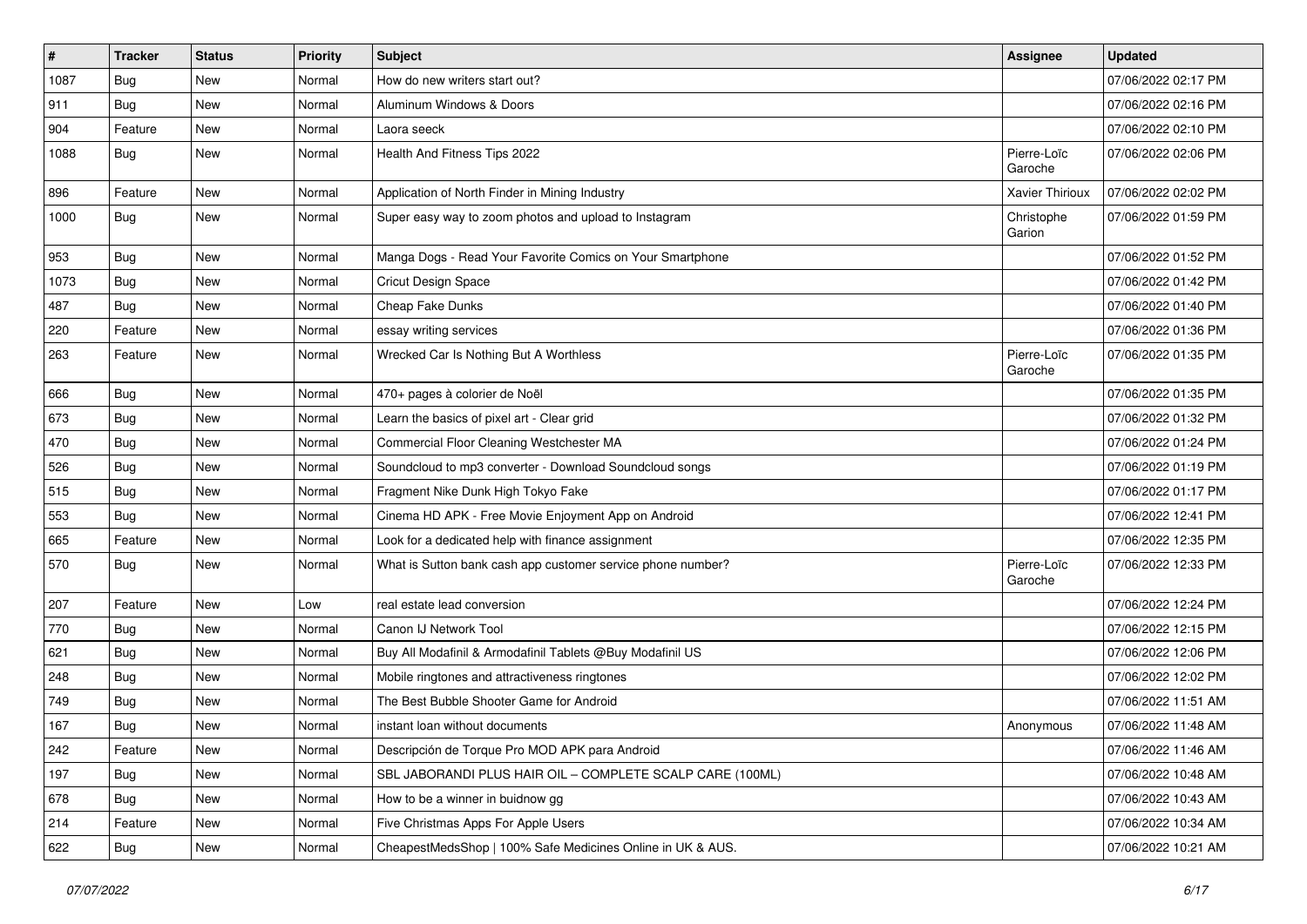| # | Tracker | Status | Priority | Subject | Assignee | Updated |
|---|---|---|---|---|---|---|
| 1087 | Bug | New | Normal | How do new writers start out? | | 07/06/2022 02:17 PM |
| 911 | Bug | New | Normal | Aluminum Windows & Doors | | 07/06/2022 02:16 PM |
| 904 | Feature | New | Normal | Laora seeck | | 07/06/2022 02:10 PM |
| 1088 | Bug | New | Normal | Health And Fitness Tips 2022 | Pierre-Loïc Garoche | 07/06/2022 02:06 PM |
| 896 | Feature | New | Normal | Application of North Finder in Mining Industry | Xavier Thirioux | 07/06/2022 02:02 PM |
| 1000 | Bug | New | Normal | Super easy way to zoom photos and upload to Instagram | Christophe Garion | 07/06/2022 01:59 PM |
| 953 | Bug | New | Normal | Manga Dogs - Read Your Favorite Comics on Your Smartphone | | 07/06/2022 01:52 PM |
| 1073 | Bug | New | Normal | Cricut Design Space | | 07/06/2022 01:42 PM |
| 487 | Bug | New | Normal | Cheap Fake Dunks | | 07/06/2022 01:40 PM |
| 220 | Feature | New | Normal | essay writing services | | 07/06/2022 01:36 PM |
| 263 | Feature | New | Normal | Wrecked Car Is Nothing But A Worthless | Pierre-Loïc Garoche | 07/06/2022 01:35 PM |
| 666 | Bug | New | Normal | 470+ pages à colorier de Noël | | 07/06/2022 01:35 PM |
| 673 | Bug | New | Normal | Learn the basics of pixel art - Clear grid | | 07/06/2022 01:32 PM |
| 470 | Bug | New | Normal | Commercial Floor Cleaning Westchester MA | | 07/06/2022 01:24 PM |
| 526 | Bug | New | Normal | Soundcloud to mp3 converter - Download Soundcloud songs | | 07/06/2022 01:19 PM |
| 515 | Bug | New | Normal | Fragment Nike Dunk High Tokyo Fake | | 07/06/2022 01:17 PM |
| 553 | Bug | New | Normal | Cinema HD APK - Free Movie Enjoyment App on Android | | 07/06/2022 12:41 PM |
| 665 | Feature | New | Normal | Look for a dedicated help with finance assignment | | 07/06/2022 12:35 PM |
| 570 | Bug | New | Normal | What is Sutton bank cash app customer service phone number? | Pierre-Loïc Garoche | 07/06/2022 12:33 PM |
| 207 | Feature | New | Low | real estate lead conversion | | 07/06/2022 12:24 PM |
| 770 | Bug | New | Normal | Canon IJ Network Tool | | 07/06/2022 12:15 PM |
| 621 | Bug | New | Normal | Buy All Modafinil & Armodafinil Tablets @Buy Modafinil US | | 07/06/2022 12:06 PM |
| 248 | Bug | New | Normal | Mobile ringtones and attractiveness ringtones | | 07/06/2022 12:02 PM |
| 749 | Bug | New | Normal | The Best Bubble Shooter Game for Android | | 07/06/2022 11:51 AM |
| 167 | Bug | New | Normal | instant loan without documents | Anonymous | 07/06/2022 11:48 AM |
| 242 | Feature | New | Normal | Descripción de Torque Pro MOD APK para Android | | 07/06/2022 11:46 AM |
| 197 | Bug | New | Normal | SBL JABORANDI PLUS HAIR OIL – COMPLETE SCALP CARE (100ML) | | 07/06/2022 10:48 AM |
| 678 | Bug | New | Normal | How to be a winner in buidnow gg | | 07/06/2022 10:43 AM |
| 214 | Feature | New | Normal | Five Christmas Apps For Apple Users | | 07/06/2022 10:34 AM |
| 622 | Bug | New | Normal | CheapestMedsShop \| 100% Safe Medicines Online in UK & AUS. | | 07/06/2022 10:21 AM |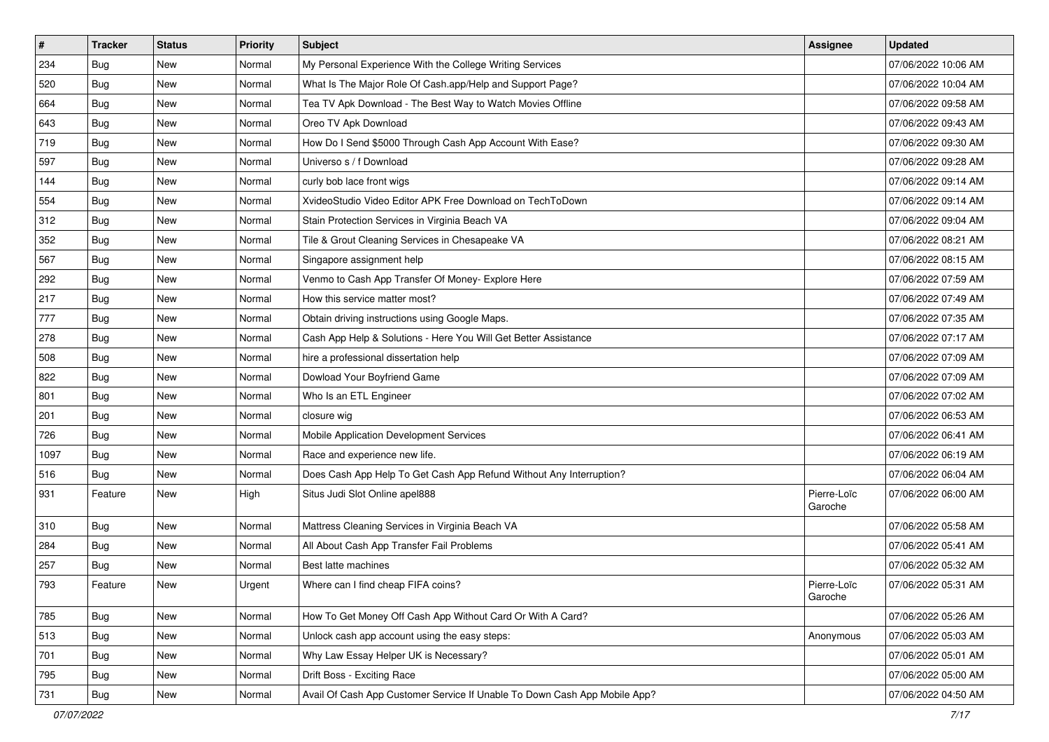| # | Tracker | Status | Priority | Subject | Assignee | Updated |
|---|---|---|---|---|---|---|
| 234 | Bug | New | Normal | My Personal Experience With the College Writing Services | | 07/06/2022 10:06 AM |
| 520 | Bug | New | Normal | What Is The Major Role Of Cash.app/Help and Support Page? | | 07/06/2022 10:04 AM |
| 664 | Bug | New | Normal | Tea TV Apk Download - The Best Way to Watch Movies Offline | | 07/06/2022 09:58 AM |
| 643 | Bug | New | Normal | Oreo TV Apk Download | | 07/06/2022 09:43 AM |
| 719 | Bug | New | Normal | How Do I Send $5000 Through Cash App Account With Ease? | | 07/06/2022 09:30 AM |
| 597 | Bug | New | Normal | Universo s / f Download | | 07/06/2022 09:28 AM |
| 144 | Bug | New | Normal | curly bob lace front wigs | | 07/06/2022 09:14 AM |
| 554 | Bug | New | Normal | XvideoStudio Video Editor APK Free Download on TechToDown | | 07/06/2022 09:14 AM |
| 312 | Bug | New | Normal | Stain Protection Services in Virginia Beach VA | | 07/06/2022 09:04 AM |
| 352 | Bug | New | Normal | Tile & Grout Cleaning Services in Chesapeake VA | | 07/06/2022 08:21 AM |
| 567 | Bug | New | Normal | Singapore assignment help | | 07/06/2022 08:15 AM |
| 292 | Bug | New | Normal | Venmo to Cash App Transfer Of Money- Explore Here | | 07/06/2022 07:59 AM |
| 217 | Bug | New | Normal | How this service matter most? | | 07/06/2022 07:49 AM |
| 777 | Bug | New | Normal | Obtain driving instructions using Google Maps. | | 07/06/2022 07:35 AM |
| 278 | Bug | New | Normal | Cash App Help & Solutions - Here You Will Get Better Assistance | | 07/06/2022 07:17 AM |
| 508 | Bug | New | Normal | hire a professional dissertation help | | 07/06/2022 07:09 AM |
| 822 | Bug | New | Normal | Dowload Your Boyfriend Game | | 07/06/2022 07:09 AM |
| 801 | Bug | New | Normal | Who Is an ETL Engineer | | 07/06/2022 07:02 AM |
| 201 | Bug | New | Normal | closure wig | | 07/06/2022 06:53 AM |
| 726 | Bug | New | Normal | Mobile Application Development Services | | 07/06/2022 06:41 AM |
| 1097 | Bug | New | Normal | Race and experience new life. | | 07/06/2022 06:19 AM |
| 516 | Bug | New | Normal | Does Cash App Help To Get Cash App Refund Without Any Interruption? | | 07/06/2022 06:04 AM |
| 931 | Feature | New | High | Situs Judi Slot Online apel888 | Pierre-Loïc Garoche | 07/06/2022 06:00 AM |
| 310 | Bug | New | Normal | Mattress Cleaning Services in Virginia Beach VA | | 07/06/2022 05:58 AM |
| 284 | Bug | New | Normal | All About Cash App Transfer Fail Problems | | 07/06/2022 05:41 AM |
| 257 | Bug | New | Normal | Best latte machines | | 07/06/2022 05:32 AM |
| 793 | Feature | New | Urgent | Where can I find cheap FIFA coins? | Pierre-Loïc Garoche | 07/06/2022 05:31 AM |
| 785 | Bug | New | Normal | How To Get Money Off Cash App Without Card Or With A Card? | | 07/06/2022 05:26 AM |
| 513 | Bug | New | Normal | Unlock cash app account using the easy steps: | Anonymous | 07/06/2022 05:03 AM |
| 701 | Bug | New | Normal | Why Law Essay Helper UK is Necessary? | | 07/06/2022 05:01 AM |
| 795 | Bug | New | Normal | Drift Boss - Exciting Race | | 07/06/2022 05:00 AM |
| 731 | Bug | New | Normal | Avail Of Cash App Customer Service If Unable To Down Cash App Mobile App? | | 07/06/2022 04:50 AM |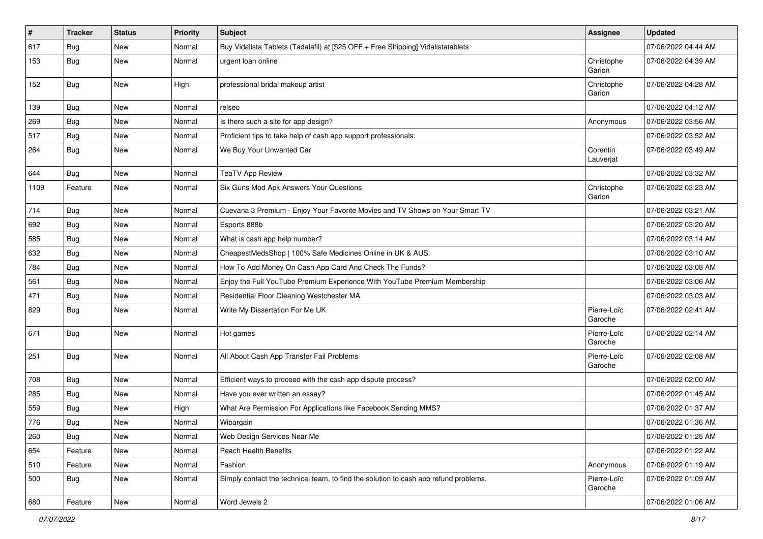| # | Tracker | Status | Priority | Subject | Assignee | Updated |
|---|---|---|---|---|---|---|
| 617 | Bug | New | Normal | Buy Vidalista Tablets (Tadalafil) at [$25 OFF + Free Shipping] Vidalistatablets | | 07/06/2022 04:44 AM |
| 153 | Bug | New | Normal | urgent loan online | Christophe Garion | 07/06/2022 04:39 AM |
| 152 | Bug | New | High | professional bridal makeup artist | Christophe Garion | 07/06/2022 04:28 AM |
| 139 | Bug | New | Normal | relseo | | 07/06/2022 04:12 AM |
| 269 | Bug | New | Normal | Is there such a site for app design? | Anonymous | 07/06/2022 03:56 AM |
| 517 | Bug | New | Normal | Proficient tips to take help of cash app support professionals: | | 07/06/2022 03:52 AM |
| 264 | Bug | New | Normal | We Buy Your Unwanted Car | Corentin Lauverjat | 07/06/2022 03:49 AM |
| 644 | Bug | New | Normal | TeaTV App Review | | 07/06/2022 03:32 AM |
| 1109 | Feature | New | Normal | Six Guns Mod Apk Answers Your Questions | Christophe Garion | 07/06/2022 03:23 AM |
| 714 | Bug | New | Normal | Cuevana 3 Premium - Enjoy Your Favorite Movies and TV Shows on Your Smart TV | | 07/06/2022 03:21 AM |
| 692 | Bug | New | Normal | Esports 888b | | 07/06/2022 03:20 AM |
| 585 | Bug | New | Normal | What is cash app help number? | | 07/06/2022 03:14 AM |
| 632 | Bug | New | Normal | CheapestMedsShop \| 100% Safe Medicines Online in UK & AUS. | | 07/06/2022 03:10 AM |
| 784 | Bug | New | Normal | How To Add Money On Cash App Card And Check The Funds? | | 07/06/2022 03:08 AM |
| 561 | Bug | New | Normal | Enjoy the Full YouTube Premium Experience With YouTube Premium Membership | | 07/06/2022 03:06 AM |
| 471 | Bug | New | Normal | Residential Floor Cleaning Westchester MA | | 07/06/2022 03:03 AM |
| 829 | Bug | New | Normal | Write My Dissertation For Me UK | Pierre-Loïc Garoche | 07/06/2022 02:41 AM |
| 671 | Bug | New | Normal | Hot games | Pierre-Loïc Garoche | 07/06/2022 02:14 AM |
| 251 | Bug | New | Normal | All About Cash App Transfer Fail Problems | Pierre-Loïc Garoche | 07/06/2022 02:08 AM |
| 708 | Bug | New | Normal | Efficient ways to proceed with the cash app dispute process? | | 07/06/2022 02:00 AM |
| 285 | Bug | New | Normal | Have you ever written an essay? | | 07/06/2022 01:45 AM |
| 559 | Bug | New | High | What Are Permission For Applications like Facebook Sending MMS? | | 07/06/2022 01:37 AM |
| 776 | Bug | New | Normal | Wibargain | | 07/06/2022 01:36 AM |
| 260 | Bug | New | Normal | Web Design Services Near Me | | 07/06/2022 01:25 AM |
| 654 | Feature | New | Normal | Peach Health Benefits | | 07/06/2022 01:22 AM |
| 510 | Feature | New | Normal | Fashion | Anonymous | 07/06/2022 01:19 AM |
| 500 | Bug | New | Normal | Simply contact the technical team, to find the solution to cash app refund problems. | Pierre-Loïc Garoche | 07/06/2022 01:09 AM |
| 680 | Feature | New | Normal | Word Jewels 2 | | 07/06/2022 01:06 AM |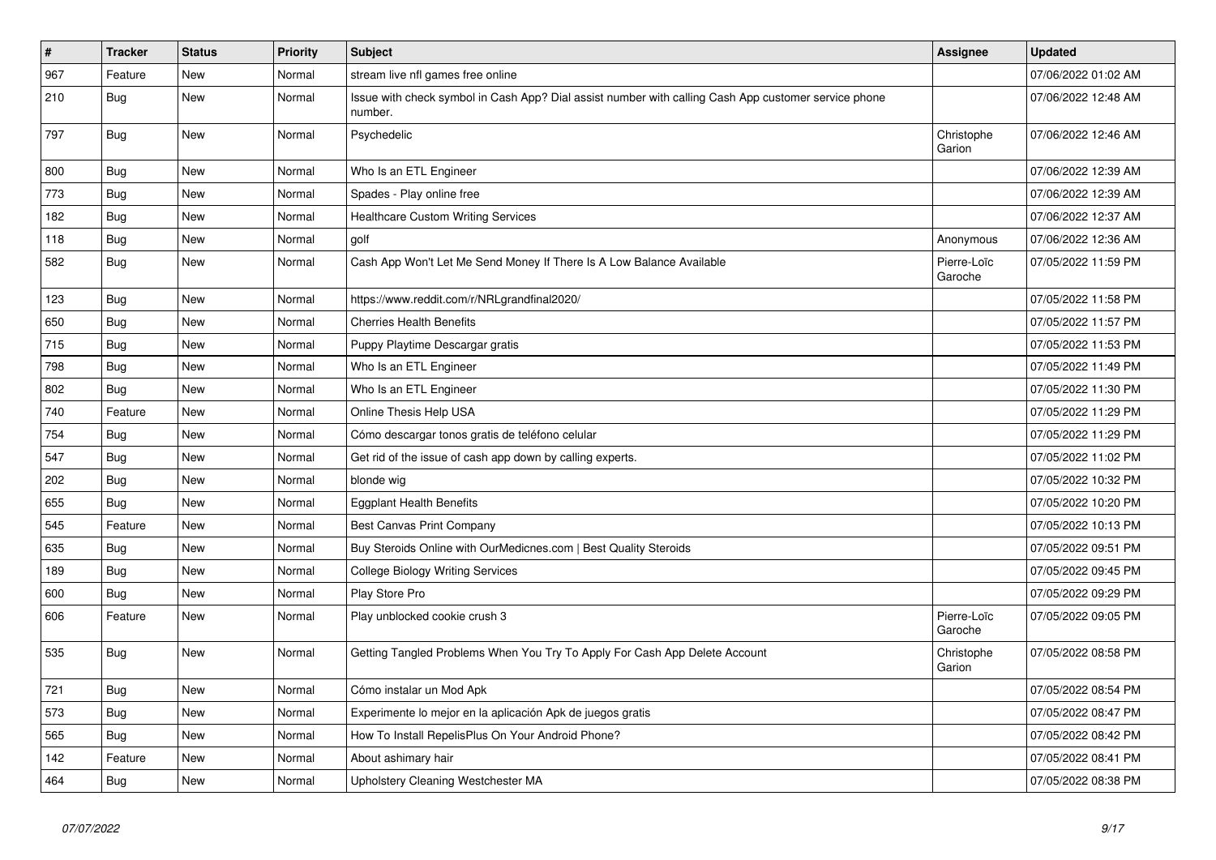| # | Tracker | Status | Priority | Subject | Assignee | Updated |
|---|---|---|---|---|---|---|
| 967 | Feature | New | Normal | stream live nfl games free online | | 07/06/2022 01:02 AM |
| 210 | Bug | New | Normal | Issue with check symbol in Cash App? Dial assist number with calling Cash App customer service phone number. | | 07/06/2022 12:48 AM |
| 797 | Bug | New | Normal | Psychedelic | Christophe Garion | 07/06/2022 12:46 AM |
| 800 | Bug | New | Normal | Who Is an ETL Engineer | | 07/06/2022 12:39 AM |
| 773 | Bug | New | Normal | Spades - Play online free | | 07/06/2022 12:39 AM |
| 182 | Bug | New | Normal | Healthcare Custom Writing Services | | 07/06/2022 12:37 AM |
| 118 | Bug | New | Normal | golf | Anonymous | 07/06/2022 12:36 AM |
| 582 | Bug | New | Normal | Cash App Won't Let Me Send Money If There Is A Low Balance Available | Pierre-Loïc Garoche | 07/05/2022 11:59 PM |
| 123 | Bug | New | Normal | https://www.reddit.com/r/NRLgrandfinal2020/ | | 07/05/2022 11:58 PM |
| 650 | Bug | New | Normal | Cherries Health Benefits | | 07/05/2022 11:57 PM |
| 715 | Bug | New | Normal | Puppy Playtime Descargar gratis | | 07/05/2022 11:53 PM |
| 798 | Bug | New | Normal | Who Is an ETL Engineer | | 07/05/2022 11:49 PM |
| 802 | Bug | New | Normal | Who Is an ETL Engineer | | 07/05/2022 11:30 PM |
| 740 | Feature | New | Normal | Online Thesis Help USA | | 07/05/2022 11:29 PM |
| 754 | Bug | New | Normal | Cómo descargar tonos gratis de teléfono celular | | 07/05/2022 11:29 PM |
| 547 | Bug | New | Normal | Get rid of the issue of cash app down by calling experts. | | 07/05/2022 11:02 PM |
| 202 | Bug | New | Normal | blonde wig | | 07/05/2022 10:32 PM |
| 655 | Bug | New | Normal | Eggplant Health Benefits | | 07/05/2022 10:20 PM |
| 545 | Feature | New | Normal | Best Canvas Print Company | | 07/05/2022 10:13 PM |
| 635 | Bug | New | Normal | Buy Steroids Online with OurMedicnes.com \| Best Quality Steroids | | 07/05/2022 09:51 PM |
| 189 | Bug | New | Normal | College Biology Writing Services | | 07/05/2022 09:45 PM |
| 600 | Bug | New | Normal | Play Store Pro | | 07/05/2022 09:29 PM |
| 606 | Feature | New | Normal | Play unblocked cookie crush 3 | Pierre-Loïc Garoche | 07/05/2022 09:05 PM |
| 535 | Bug | New | Normal | Getting Tangled Problems When You Try To Apply For Cash App Delete Account | Christophe Garion | 07/05/2022 08:58 PM |
| 721 | Bug | New | Normal | Cómo instalar un Mod Apk | | 07/05/2022 08:54 PM |
| 573 | Bug | New | Normal | Experimente lo mejor en la aplicación Apk de juegos gratis | | 07/05/2022 08:47 PM |
| 565 | Bug | New | Normal | How To Install RepelisPlus On Your Android Phone? | | 07/05/2022 08:42 PM |
| 142 | Feature | New | Normal | About ashimary hair | | 07/05/2022 08:41 PM |
| 464 | Bug | New | Normal | Upholstery Cleaning Westchester MA | | 07/05/2022 08:38 PM |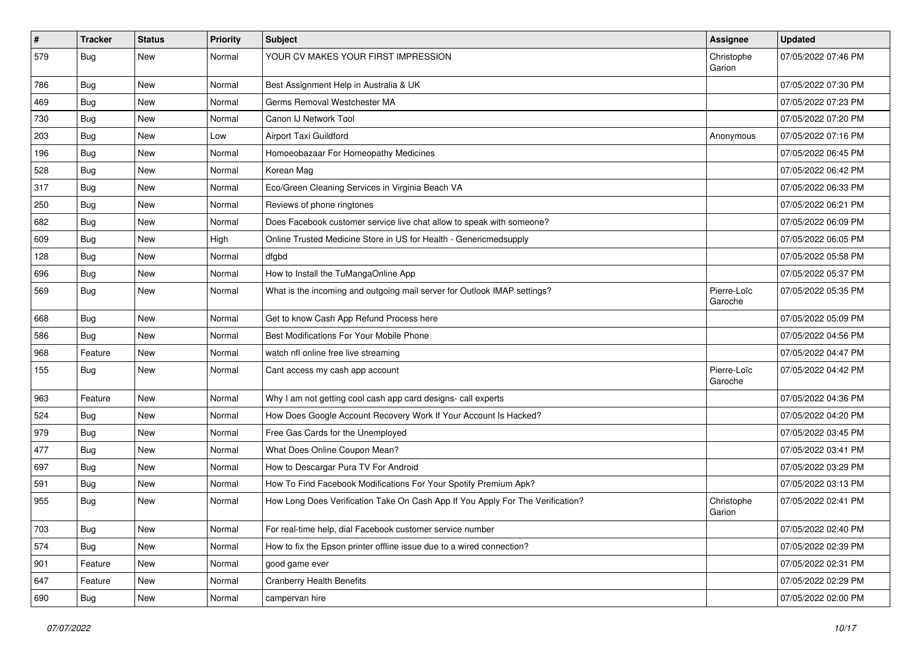| # | Tracker | Status | Priority | Subject | Assignee | Updated |
|---|---|---|---|---|---|---|
| 579 | Bug | New | Normal | YOUR CV MAKES YOUR FIRST IMPRESSION | Christophe Garion | 07/05/2022 07:46 PM |
| 786 | Bug | New | Normal | Best Assignment Help in Australia & UK | | 07/05/2022 07:30 PM |
| 469 | Bug | New | Normal | Germs Removal Westchester MA | | 07/05/2022 07:23 PM |
| 730 | Bug | New | Normal | Canon IJ Network Tool | | 07/05/2022 07:20 PM |
| 203 | Bug | New | Low | Airport Taxi Guildford | Anonymous | 07/05/2022 07:16 PM |
| 196 | Bug | New | Normal | Homoeobazaar For Homeopathy Medicines | | 07/05/2022 06:45 PM |
| 528 | Bug | New | Normal | Korean Mag | | 07/05/2022 06:42 PM |
| 317 | Bug | New | Normal | Eco/Green Cleaning Services in Virginia Beach VA | | 07/05/2022 06:33 PM |
| 250 | Bug | New | Normal | Reviews of phone ringtones | | 07/05/2022 06:21 PM |
| 682 | Bug | New | Normal | Does Facebook customer service live chat allow to speak with someone? | | 07/05/2022 06:09 PM |
| 609 | Bug | New | High | Online Trusted Medicine Store in US for Health - Genericmedsupply | | 07/05/2022 06:05 PM |
| 128 | Bug | New | Normal | dfgbd | | 07/05/2022 05:58 PM |
| 696 | Bug | New | Normal | How to Install the TuMangaOnline App | | 07/05/2022 05:37 PM |
| 569 | Bug | New | Normal | What is the incoming and outgoing mail server for Outlook IMAP settings? | Pierre-Loïc Garoche | 07/05/2022 05:35 PM |
| 668 | Bug | New | Normal | Get to know Cash App Refund Process here | | 07/05/2022 05:09 PM |
| 586 | Bug | New | Normal | Best Modifications For Your Mobile Phone | | 07/05/2022 04:56 PM |
| 968 | Feature | New | Normal | watch nfl online free live streaming | | 07/05/2022 04:47 PM |
| 155 | Bug | New | Normal | Cant access my cash app account | Pierre-Loïc Garoche | 07/05/2022 04:42 PM |
| 963 | Feature | New | Normal | Why I am not getting cool cash app card designs- call experts | | 07/05/2022 04:36 PM |
| 524 | Bug | New | Normal | How Does Google Account Recovery Work If Your Account Is Hacked? | | 07/05/2022 04:20 PM |
| 979 | Bug | New | Normal | Free Gas Cards for the Unemployed | | 07/05/2022 03:45 PM |
| 477 | Bug | New | Normal | What Does Online Coupon Mean? | | 07/05/2022 03:41 PM |
| 697 | Bug | New | Normal | How to Descargar Pura TV For Android | | 07/05/2022 03:29 PM |
| 591 | Bug | New | Normal | How To Find Facebook Modifications For Your Spotify Premium Apk? | | 07/05/2022 03:13 PM |
| 955 | Bug | New | Normal | How Long Does Verification Take On Cash App If You Apply For The Verification? | Christophe Garion | 07/05/2022 02:41 PM |
| 703 | Bug | New | Normal | For real-time help, dial Facebook customer service number | | 07/05/2022 02:40 PM |
| 574 | Bug | New | Normal | How to fix the Epson printer offline issue due to a wired connection? | | 07/05/2022 02:39 PM |
| 901 | Feature | New | Normal | good game ever | | 07/05/2022 02:31 PM |
| 647 | Feature | New | Normal | Cranberry Health Benefits | | 07/05/2022 02:29 PM |
| 690 | Bug | New | Normal | campervan hire | | 07/05/2022 02:00 PM |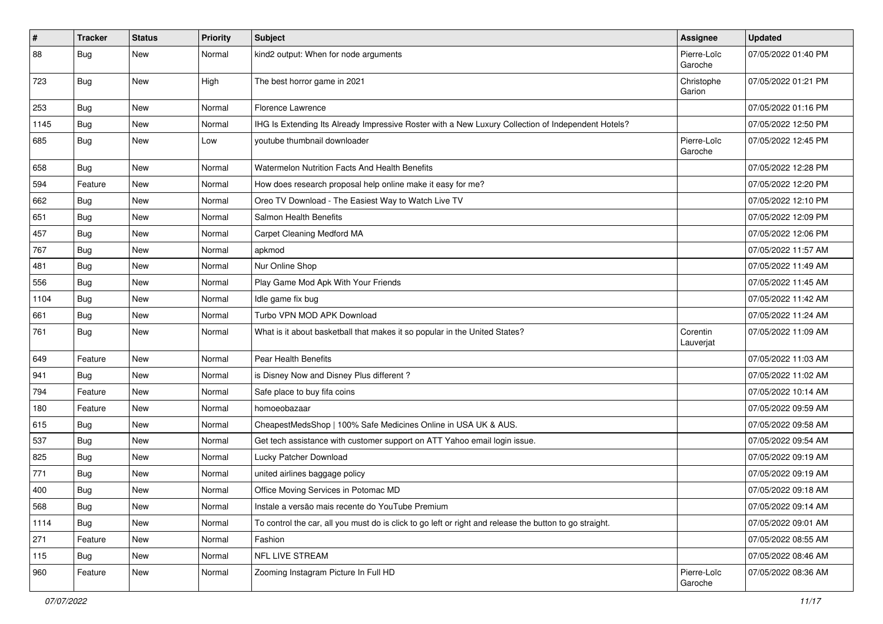| # | Tracker | Status | Priority | Subject | Assignee | Updated |
|---|---|---|---|---|---|---|
| 88 | Bug | New | Normal | kind2 output: When for node arguments | Pierre-Loïc Garoche | 07/05/2022 01:40 PM |
| 723 | Bug | New | High | The best horror game in 2021 | Christophe Garion | 07/05/2022 01:21 PM |
| 253 | Bug | New | Normal | Florence Lawrence | | 07/05/2022 01:16 PM |
| 1145 | Bug | New | Normal | IHG Is Extending Its Already Impressive Roster with a New Luxury Collection of Independent Hotels? | | 07/05/2022 12:50 PM |
| 685 | Bug | New | Low | youtube thumbnail downloader | Pierre-Loïc Garoche | 07/05/2022 12:45 PM |
| 658 | Bug | New | Normal | Watermelon Nutrition Facts And Health Benefits | | 07/05/2022 12:28 PM |
| 594 | Feature | New | Normal | How does research proposal help online make it easy for me? | | 07/05/2022 12:20 PM |
| 662 | Bug | New | Normal | Oreo TV Download - The Easiest Way to Watch Live TV | | 07/05/2022 12:10 PM |
| 651 | Bug | New | Normal | Salmon Health Benefits | | 07/05/2022 12:09 PM |
| 457 | Bug | New | Normal | Carpet Cleaning Medford MA | | 07/05/2022 12:06 PM |
| 767 | Bug | New | Normal | apkmod | | 07/05/2022 11:57 AM |
| 481 | Bug | New | Normal | Nur Online Shop | | 07/05/2022 11:49 AM |
| 556 | Bug | New | Normal | Play Game Mod Apk With Your Friends | | 07/05/2022 11:45 AM |
| 1104 | Bug | New | Normal | Idle game fix bug | | 07/05/2022 11:42 AM |
| 661 | Bug | New | Normal | Turbo VPN MOD APK Download | | 07/05/2022 11:24 AM |
| 761 | Bug | New | Normal | What is it about basketball that makes it so popular in the United States? | Corentin Lauverjat | 07/05/2022 11:09 AM |
| 649 | Feature | New | Normal | Pear Health Benefits | | 07/05/2022 11:03 AM |
| 941 | Bug | New | Normal | is Disney Now and Disney Plus different ? | | 07/05/2022 11:02 AM |
| 794 | Feature | New | Normal | Safe place to buy fifa coins | | 07/05/2022 10:14 AM |
| 180 | Feature | New | Normal | homoeobazaar | | 07/05/2022 09:59 AM |
| 615 | Bug | New | Normal | CheapestMedsShop \| 100% Safe Medicines Online in USA UK & AUS. | | 07/05/2022 09:58 AM |
| 537 | Bug | New | Normal | Get tech assistance with customer support on ATT Yahoo email login issue. | | 07/05/2022 09:54 AM |
| 825 | Bug | New | Normal | Lucky Patcher Download | | 07/05/2022 09:19 AM |
| 771 | Bug | New | Normal | united airlines baggage policy | | 07/05/2022 09:19 AM |
| 400 | Bug | New | Normal | Office Moving Services in Potomac MD | | 07/05/2022 09:18 AM |
| 568 | Bug | New | Normal | Instale a versão mais recente do YouTube Premium | | 07/05/2022 09:14 AM |
| 1114 | Bug | New | Normal | To control the car, all you must do is click to go left or right and release the button to go straight. | | 07/05/2022 09:01 AM |
| 271 | Feature | New | Normal | Fashion | | 07/05/2022 08:55 AM |
| 115 | Bug | New | Normal | NFL LIVE STREAM | | 07/05/2022 08:46 AM |
| 960 | Feature | New | Normal | Zooming Instagram Picture In Full HD | Pierre-Loïc Garoche | 07/05/2022 08:36 AM |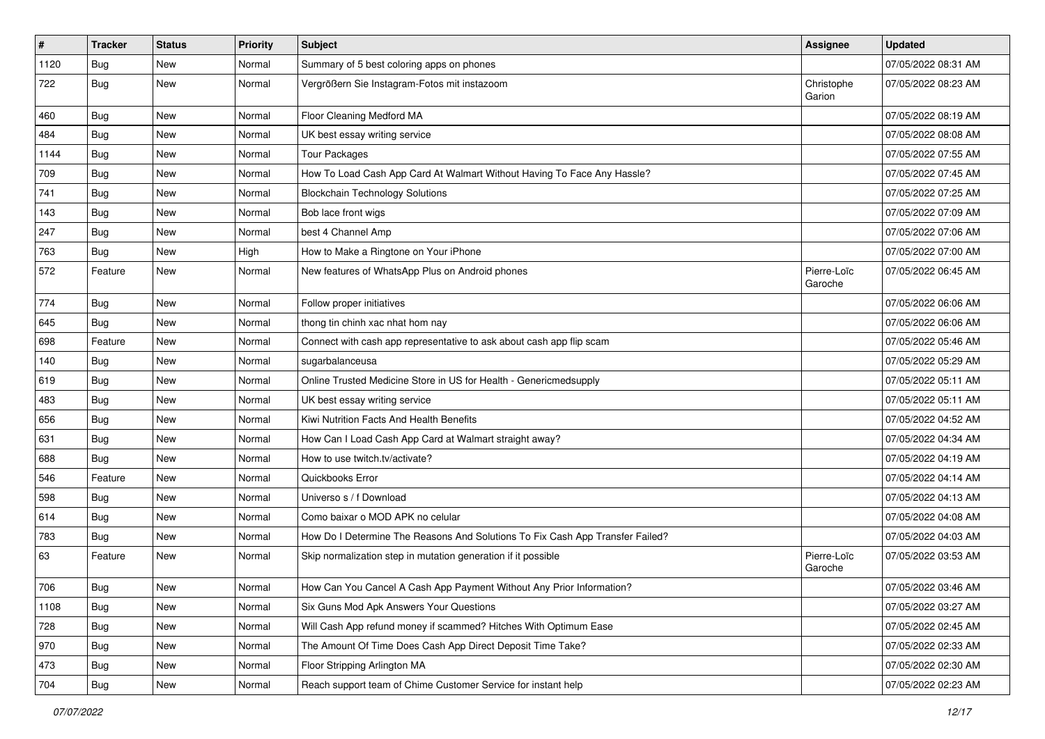| # | Tracker | Status | Priority | Subject | Assignee | Updated |
|---|---|---|---|---|---|---|
| 1120 | Bug | New | Normal | Summary of 5 best coloring apps on phones | | 07/05/2022 08:31 AM |
| 722 | Bug | New | Normal | Vergrößern Sie Instagram-Fotos mit instazoom | Christophe Garion | 07/05/2022 08:23 AM |
| 460 | Bug | New | Normal | Floor Cleaning Medford MA | | 07/05/2022 08:19 AM |
| 484 | Bug | New | Normal | UK best essay writing service | | 07/05/2022 08:08 AM |
| 1144 | Bug | New | Normal | Tour Packages | | 07/05/2022 07:55 AM |
| 709 | Bug | New | Normal | How To Load Cash App Card At Walmart Without Having To Face Any Hassle? | | 07/05/2022 07:45 AM |
| 741 | Bug | New | Normal | Blockchain Technology Solutions | | 07/05/2022 07:25 AM |
| 143 | Bug | New | Normal | Bob lace front wigs | | 07/05/2022 07:09 AM |
| 247 | Bug | New | Normal | best 4 Channel Amp | | 07/05/2022 07:06 AM |
| 763 | Bug | New | High | How to Make a Ringtone on Your iPhone | | 07/05/2022 07:00 AM |
| 572 | Feature | New | Normal | New features of WhatsApp Plus on Android phones | Pierre-Loïc Garoche | 07/05/2022 06:45 AM |
| 774 | Bug | New | Normal | Follow proper initiatives | | 07/05/2022 06:06 AM |
| 645 | Bug | New | Normal | thong tin chinh xac nhat hom nay | | 07/05/2022 06:06 AM |
| 698 | Feature | New | Normal | Connect with cash app representative to ask about cash app flip scam | | 07/05/2022 05:46 AM |
| 140 | Bug | New | Normal | sugarbalanceusa | | 07/05/2022 05:29 AM |
| 619 | Bug | New | Normal | Online Trusted Medicine Store in US for Health - Genericmedsupply | | 07/05/2022 05:11 AM |
| 483 | Bug | New | Normal | UK best essay writing service | | 07/05/2022 05:11 AM |
| 656 | Bug | New | Normal | Kiwi Nutrition Facts And Health Benefits | | 07/05/2022 04:52 AM |
| 631 | Bug | New | Normal | How Can I Load Cash App Card at Walmart straight away? | | 07/05/2022 04:34 AM |
| 688 | Bug | New | Normal | How to use twitch.tv/activate? | | 07/05/2022 04:19 AM |
| 546 | Feature | New | Normal | Quickbooks Error | | 07/05/2022 04:14 AM |
| 598 | Bug | New | Normal | Universo s / f Download | | 07/05/2022 04:13 AM |
| 614 | Bug | New | Normal | Como baixar o MOD APK no celular | | 07/05/2022 04:08 AM |
| 783 | Bug | New | Normal | How Do I Determine The Reasons And Solutions To Fix Cash App Transfer Failed? | | 07/05/2022 04:03 AM |
| 63 | Feature | New | Normal | Skip normalization step in mutation generation if it possible | Pierre-Loïc Garoche | 07/05/2022 03:53 AM |
| 706 | Bug | New | Normal | How Can You Cancel A Cash App Payment Without Any Prior Information? | | 07/05/2022 03:46 AM |
| 1108 | Bug | New | Normal | Six Guns Mod Apk Answers Your Questions | | 07/05/2022 03:27 AM |
| 728 | Bug | New | Normal | Will Cash App refund money if scammed? Hitches With Optimum Ease | | 07/05/2022 02:45 AM |
| 970 | Bug | New | Normal | The Amount Of Time Does Cash App Direct Deposit Time Take? | | 07/05/2022 02:33 AM |
| 473 | Bug | New | Normal | Floor Stripping Arlington MA | | 07/05/2022 02:30 AM |
| 704 | Bug | New | Normal | Reach support team of Chime Customer Service for instant help | | 07/05/2022 02:23 AM |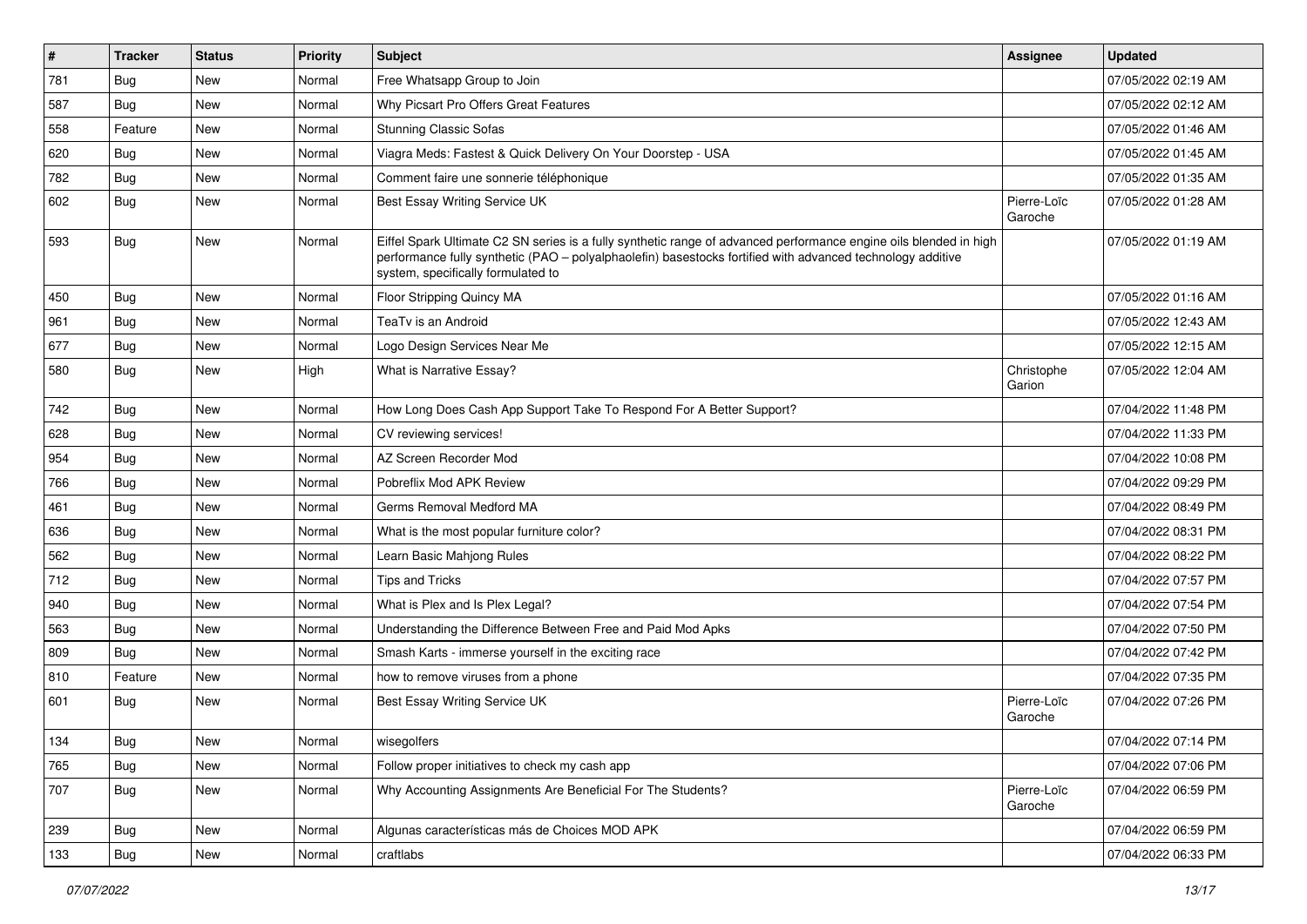| # | Tracker | Status | Priority | Subject | Assignee | Updated |
|---|---|---|---|---|---|---|
| 781 | Bug | New | Normal | Free Whatsapp Group to Join | | 07/05/2022 02:19 AM |
| 587 | Bug | New | Normal | Why Picsart Pro Offers Great Features | | 07/05/2022 02:12 AM |
| 558 | Feature | New | Normal | Stunning Classic Sofas | | 07/05/2022 01:46 AM |
| 620 | Bug | New | Normal | Viagra Meds: Fastest & Quick Delivery On Your Doorstep - USA | | 07/05/2022 01:45 AM |
| 782 | Bug | New | Normal | Comment faire une sonnerie téléphonique | | 07/05/2022 01:35 AM |
| 602 | Bug | New | Normal | Best Essay Writing Service UK | Pierre-Loïc Garoche | 07/05/2022 01:28 AM |
| 593 | Bug | New | Normal | Eiffel Spark Ultimate C2 SN series is a fully synthetic range of advanced performance engine oils blended in high performance fully synthetic (PAO – polyalphaolefin) basestocks fortified with advanced technology additive system, specifically formulated to | | 07/05/2022 01:19 AM |
| 450 | Bug | New | Normal | Floor Stripping Quincy MA | | 07/05/2022 01:16 AM |
| 961 | Bug | New | Normal | TeaTv is an Android | | 07/05/2022 12:43 AM |
| 677 | Bug | New | Normal | Logo Design Services Near Me | | 07/05/2022 12:15 AM |
| 580 | Bug | New | High | What is Narrative Essay? | Christophe Garion | 07/05/2022 12:04 AM |
| 742 | Bug | New | Normal | How Long Does Cash App Support Take To Respond For A Better Support? | | 07/04/2022 11:48 PM |
| 628 | Bug | New | Normal | CV reviewing services! | | 07/04/2022 11:33 PM |
| 954 | Bug | New | Normal | AZ Screen Recorder Mod | | 07/04/2022 10:08 PM |
| 766 | Bug | New | Normal | Pobreflix Mod APK Review | | 07/04/2022 09:29 PM |
| 461 | Bug | New | Normal | Germs Removal Medford MA | | 07/04/2022 08:49 PM |
| 636 | Bug | New | Normal | What is the most popular furniture color? | | 07/04/2022 08:31 PM |
| 562 | Bug | New | Normal | Learn Basic Mahjong Rules | | 07/04/2022 08:22 PM |
| 712 | Bug | New | Normal | Tips and Tricks | | 07/04/2022 07:57 PM |
| 940 | Bug | New | Normal | What is Plex and Is Plex Legal? | | 07/04/2022 07:54 PM |
| 563 | Bug | New | Normal | Understanding the Difference Between Free and Paid Mod Apks | | 07/04/2022 07:50 PM |
| 809 | Bug | New | Normal | Smash Karts - immerse yourself in the exciting race | | 07/04/2022 07:42 PM |
| 810 | Feature | New | Normal | how to remove viruses from a phone | | 07/04/2022 07:35 PM |
| 601 | Bug | New | Normal | Best Essay Writing Service UK | Pierre-Loïc Garoche | 07/04/2022 07:26 PM |
| 134 | Bug | New | Normal | wisegolfers | | 07/04/2022 07:14 PM |
| 765 | Bug | New | Normal | Follow proper initiatives to check my cash app | | 07/04/2022 07:06 PM |
| 707 | Bug | New | Normal | Why Accounting Assignments Are Beneficial For The Students? | Pierre-Loïc Garoche | 07/04/2022 06:59 PM |
| 239 | Bug | New | Normal | Algunas características más de Choices MOD APK | | 07/04/2022 06:59 PM |
| 133 | Bug | New | Normal | craftlabs | | 07/04/2022 06:33 PM |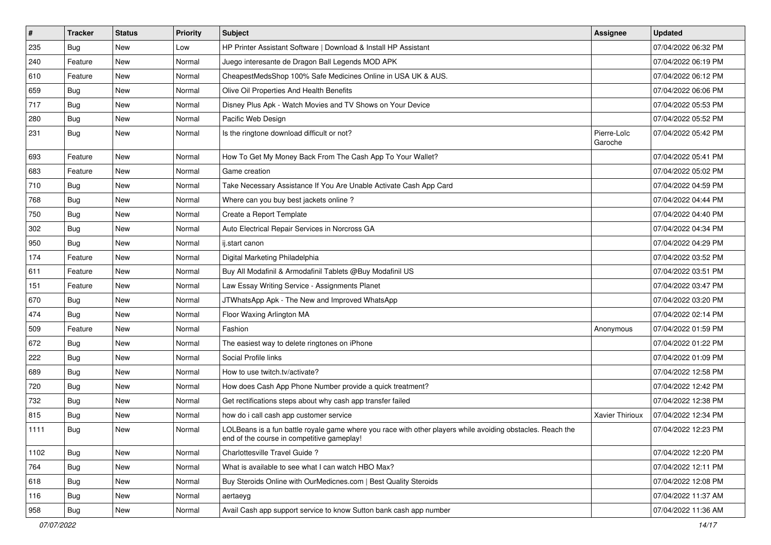| # | Tracker | Status | Priority | Subject | Assignee | Updated |
|---|---|---|---|---|---|---|
| 235 | Bug | New | Low | HP Printer Assistant Software \| Download & Install HP Assistant | | 07/04/2022 06:32 PM |
| 240 | Feature | New | Normal | Juego interesante de Dragon Ball Legends MOD APK | | 07/04/2022 06:19 PM |
| 610 | Feature | New | Normal | CheapestMedsShop 100% Safe Medicines Online in USA UK & AUS. | | 07/04/2022 06:12 PM |
| 659 | Bug | New | Normal | Olive Oil Properties And Health Benefits | | 07/04/2022 06:06 PM |
| 717 | Bug | New | Normal | Disney Plus Apk - Watch Movies and TV Shows on Your Device | | 07/04/2022 05:53 PM |
| 280 | Bug | New | Normal | Pacific Web Design | | 07/04/2022 05:52 PM |
| 231 | Bug | New | Normal | Is the ringtone download difficult or not? | Pierre-Loïc Garoche | 07/04/2022 05:42 PM |
| 693 | Feature | New | Normal | How To Get My Money Back From The Cash App To Your Wallet? | | 07/04/2022 05:41 PM |
| 683 | Feature | New | Normal | Game creation | | 07/04/2022 05:02 PM |
| 710 | Bug | New | Normal | Take Necessary Assistance If You Are Unable Activate Cash App Card | | 07/04/2022 04:59 PM |
| 768 | Bug | New | Normal | Where can you buy best jackets online ? | | 07/04/2022 04:44 PM |
| 750 | Bug | New | Normal | Create a Report Template | | 07/04/2022 04:40 PM |
| 302 | Bug | New | Normal | Auto Electrical Repair Services in Norcross GA | | 07/04/2022 04:34 PM |
| 950 | Bug | New | Normal | ij.start canon | | 07/04/2022 04:29 PM |
| 174 | Feature | New | Normal | Digital Marketing Philadelphia | | 07/04/2022 03:52 PM |
| 611 | Feature | New | Normal | Buy All Modafinil & Armodafinil Tablets @Buy Modafinil US | | 07/04/2022 03:51 PM |
| 151 | Feature | New | Normal | Law Essay Writing Service - Assignments Planet | | 07/04/2022 03:47 PM |
| 670 | Bug | New | Normal | JTWhatsApp Apk - The New and Improved WhatsApp | | 07/04/2022 03:20 PM |
| 474 | Bug | New | Normal | Floor Waxing Arlington MA | | 07/04/2022 02:14 PM |
| 509 | Feature | New | Normal | Fashion | Anonymous | 07/04/2022 01:59 PM |
| 672 | Bug | New | Normal | The easiest way to delete ringtones on iPhone | | 07/04/2022 01:22 PM |
| 222 | Bug | New | Normal | Social Profile links | | 07/04/2022 01:09 PM |
| 689 | Bug | New | Normal | How to use twitch.tv/activate? | | 07/04/2022 12:58 PM |
| 720 | Bug | New | Normal | How does Cash App Phone Number provide a quick treatment? | | 07/04/2022 12:42 PM |
| 732 | Bug | New | Normal | Get rectifications steps about why cash app transfer failed | | 07/04/2022 12:38 PM |
| 815 | Bug | New | Normal | how do i call cash app customer service | Xavier Thirioux | 07/04/2022 12:34 PM |
| 1111 | Bug | New | Normal | LOLBeans is a fun battle royale game where you race with other players while avoiding obstacles. Reach the end of the course in competitive gameplay! | | 07/04/2022 12:23 PM |
| 1102 | Bug | New | Normal | Charlottesville Travel Guide ? | | 07/04/2022 12:20 PM |
| 764 | Bug | New | Normal | What is available to see what I can watch HBO Max? | | 07/04/2022 12:11 PM |
| 618 | Bug | New | Normal | Buy Steroids Online with OurMedicnes.com \| Best Quality Steroids | | 07/04/2022 12:08 PM |
| 116 | Bug | New | Normal | aertaeyg | | 07/04/2022 11:37 AM |
| 958 | Bug | New | Normal | Avail Cash app support service to know Sutton bank cash app number | | 07/04/2022 11:36 AM |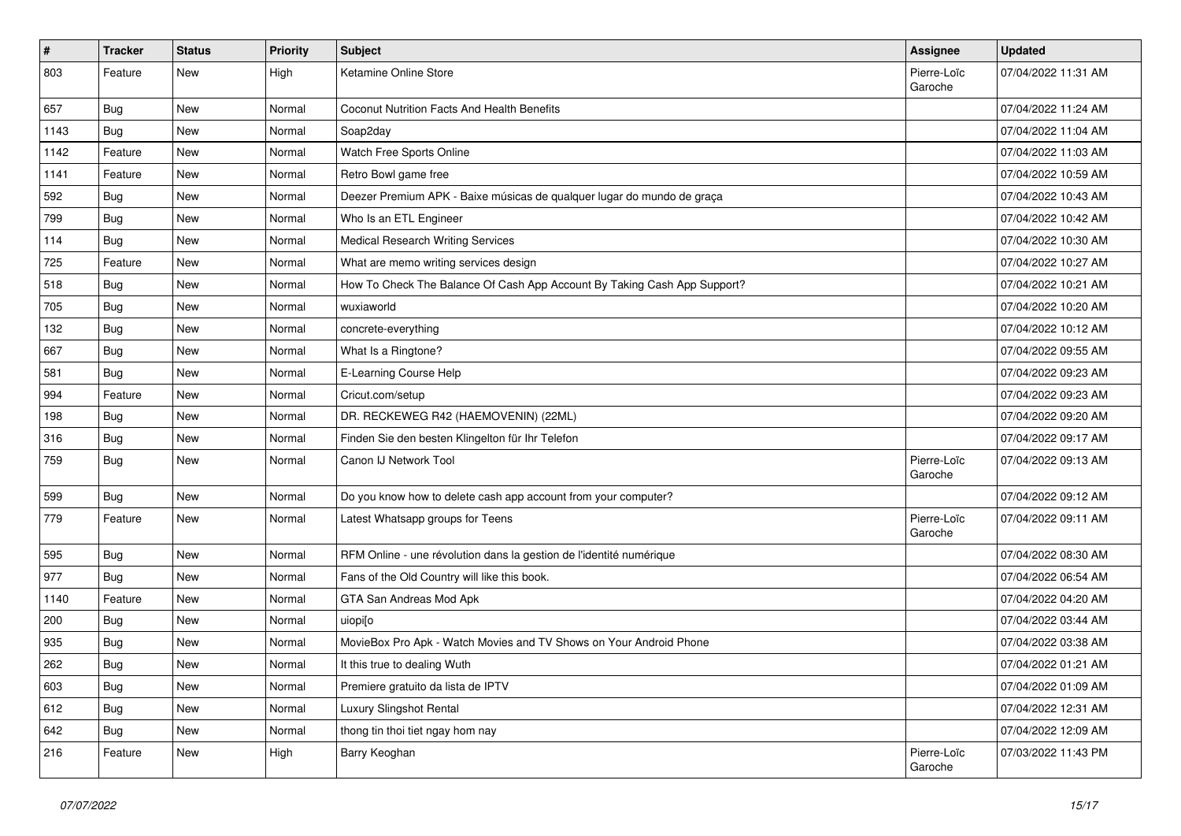| # | Tracker | Status | Priority | Subject | Assignee | Updated |
|---|---|---|---|---|---|---|
| 803 | Feature | New | High | Ketamine Online Store | Pierre-Loïc Garoche | 07/04/2022 11:31 AM |
| 657 | Bug | New | Normal | Coconut Nutrition Facts And Health Benefits | | 07/04/2022 11:24 AM |
| 1143 | Bug | New | Normal | Soap2day | | 07/04/2022 11:04 AM |
| 1142 | Feature | New | Normal | Watch Free Sports Online | | 07/04/2022 11:03 AM |
| 1141 | Feature | New | Normal | Retro Bowl game free | | 07/04/2022 10:59 AM |
| 592 | Bug | New | Normal | Deezer Premium APK - Baixe músicas de qualquer lugar do mundo de graça | | 07/04/2022 10:43 AM |
| 799 | Bug | New | Normal | Who Is an ETL Engineer | | 07/04/2022 10:42 AM |
| 114 | Bug | New | Normal | Medical Research Writing Services | | 07/04/2022 10:30 AM |
| 725 | Feature | New | Normal | What are memo writing services design | | 07/04/2022 10:27 AM |
| 518 | Bug | New | Normal | How To Check The Balance Of Cash App Account By Taking Cash App Support? | | 07/04/2022 10:21 AM |
| 705 | Bug | New | Normal | wuxiaworld | | 07/04/2022 10:20 AM |
| 132 | Bug | New | Normal | concrete-everything | | 07/04/2022 10:12 AM |
| 667 | Bug | New | Normal | What Is a Ringtone? | | 07/04/2022 09:55 AM |
| 581 | Bug | New | Normal | E-Learning Course Help | | 07/04/2022 09:23 AM |
| 994 | Feature | New | Normal | Cricut.com/setup | | 07/04/2022 09:23 AM |
| 198 | Bug | New | Normal | DR. RECKEWEG R42 (HAEMOVENIN) (22ML) | | 07/04/2022 09:20 AM |
| 316 | Bug | New | Normal | Finden Sie den besten Klingelton für Ihr Telefon | | 07/04/2022 09:17 AM |
| 759 | Bug | New | Normal | Canon IJ Network Tool | Pierre-Loïc Garoche | 07/04/2022 09:13 AM |
| 599 | Bug | New | Normal | Do you know how to delete cash app account from your computer? | | 07/04/2022 09:12 AM |
| 779 | Feature | New | Normal | Latest Whatsapp groups for Teens | Pierre-Loïc Garoche | 07/04/2022 09:11 AM |
| 595 | Bug | New | Normal | RFM Online - une révolution dans la gestion de l'identité numérique | | 07/04/2022 08:30 AM |
| 977 | Bug | New | Normal | Fans of the Old Country will like this book. | | 07/04/2022 06:54 AM |
| 1140 | Feature | New | Normal | GTA San Andreas Mod Apk | | 07/04/2022 04:20 AM |
| 200 | Bug | New | Normal | uiopi[o | | 07/04/2022 03:44 AM |
| 935 | Bug | New | Normal | MovieBox Pro Apk - Watch Movies and TV Shows on Your Android Phone | | 07/04/2022 03:38 AM |
| 262 | Bug | New | Normal | It this true to dealing Wuth | | 07/04/2022 01:21 AM |
| 603 | Bug | New | Normal | Premiere gratuito da lista de IPTV | | 07/04/2022 01:09 AM |
| 612 | Bug | New | Normal | Luxury Slingshot Rental | | 07/04/2022 12:31 AM |
| 642 | Bug | New | Normal | thong tin thoi tiet ngay hom nay | | 07/04/2022 12:09 AM |
| 216 | Feature | New | High | Barry Keoghan | Pierre-Loïc Garoche | 07/03/2022 11:43 PM |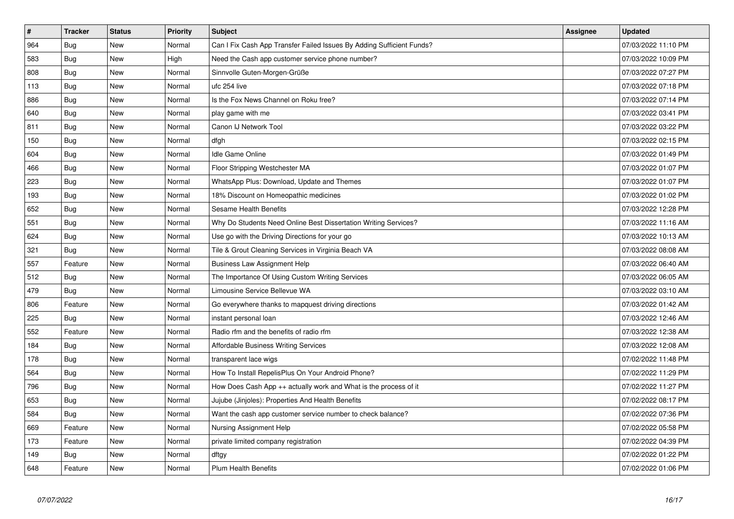| # | Tracker | Status | Priority | Subject | Assignee | Updated |
|---|---|---|---|---|---|---|
| 964 | Bug | New | Normal | Can I Fix Cash App Transfer Failed Issues By Adding Sufficient Funds? | | 07/03/2022 11:10 PM |
| 583 | Bug | New | High | Need the Cash app customer service phone number? | | 07/03/2022 10:09 PM |
| 808 | Bug | New | Normal | Sinnvolle Guten-Morgen-Grüße | | 07/03/2022 07:27 PM |
| 113 | Bug | New | Normal | ufc 254 live | | 07/03/2022 07:18 PM |
| 886 | Bug | New | Normal | Is the Fox News Channel on Roku free? | | 07/03/2022 07:14 PM |
| 640 | Bug | New | Normal | play game with me | | 07/03/2022 03:41 PM |
| 811 | Bug | New | Normal | Canon IJ Network Tool | | 07/03/2022 03:22 PM |
| 150 | Bug | New | Normal | dfgh | | 07/03/2022 02:15 PM |
| 604 | Bug | New | Normal | Idle Game Online | | 07/03/2022 01:49 PM |
| 466 | Bug | New | Normal | Floor Stripping Westchester MA | | 07/03/2022 01:07 PM |
| 223 | Bug | New | Normal | WhatsApp Plus: Download, Update and Themes | | 07/03/2022 01:07 PM |
| 193 | Bug | New | Normal | 18% Discount on Homeopathic medicines | | 07/03/2022 01:02 PM |
| 652 | Bug | New | Normal | Sesame Health Benefits | | 07/03/2022 12:28 PM |
| 551 | Bug | New | Normal | Why Do Students Need Online Best Dissertation Writing Services? | | 07/03/2022 11:16 AM |
| 624 | Bug | New | Normal | Use go with the Driving Directions for your go | | 07/03/2022 10:13 AM |
| 321 | Bug | New | Normal | Tile & Grout Cleaning Services in Virginia Beach VA | | 07/03/2022 08:08 AM |
| 557 | Feature | New | Normal | Business Law Assignment Help | | 07/03/2022 06:40 AM |
| 512 | Bug | New | Normal | The Importance Of Using Custom Writing Services | | 07/03/2022 06:05 AM |
| 479 | Bug | New | Normal | Limousine Service Bellevue WA | | 07/03/2022 03:10 AM |
| 806 | Feature | New | Normal | Go everywhere thanks to mapquest driving directions | | 07/03/2022 01:42 AM |
| 225 | Bug | New | Normal | instant personal loan | | 07/03/2022 12:46 AM |
| 552 | Feature | New | Normal | Radio rfm and the benefits of radio rfm | | 07/03/2022 12:38 AM |
| 184 | Bug | New | Normal | Affordable Business Writing Services | | 07/03/2022 12:08 AM |
| 178 | Bug | New | Normal | transparent lace wigs | | 07/02/2022 11:48 PM |
| 564 | Bug | New | Normal | How To Install RepelisPlus On Your Android Phone? | | 07/02/2022 11:29 PM |
| 796 | Bug | New | Normal | How Does Cash App ++ actually work and What is the process of it | | 07/02/2022 11:27 PM |
| 653 | Bug | New | Normal | Jujube (Jinjoles): Properties And Health Benefits | | 07/02/2022 08:17 PM |
| 584 | Bug | New | Normal | Want the cash app customer service number to check balance? | | 07/02/2022 07:36 PM |
| 669 | Feature | New | Normal | Nursing Assignment Help | | 07/02/2022 05:58 PM |
| 173 | Feature | New | Normal | private limited company registration | | 07/02/2022 04:39 PM |
| 149 | Bug | New | Normal | dftgy | | 07/02/2022 01:22 PM |
| 648 | Feature | New | Normal | Plum Health Benefits | | 07/02/2022 01:06 PM |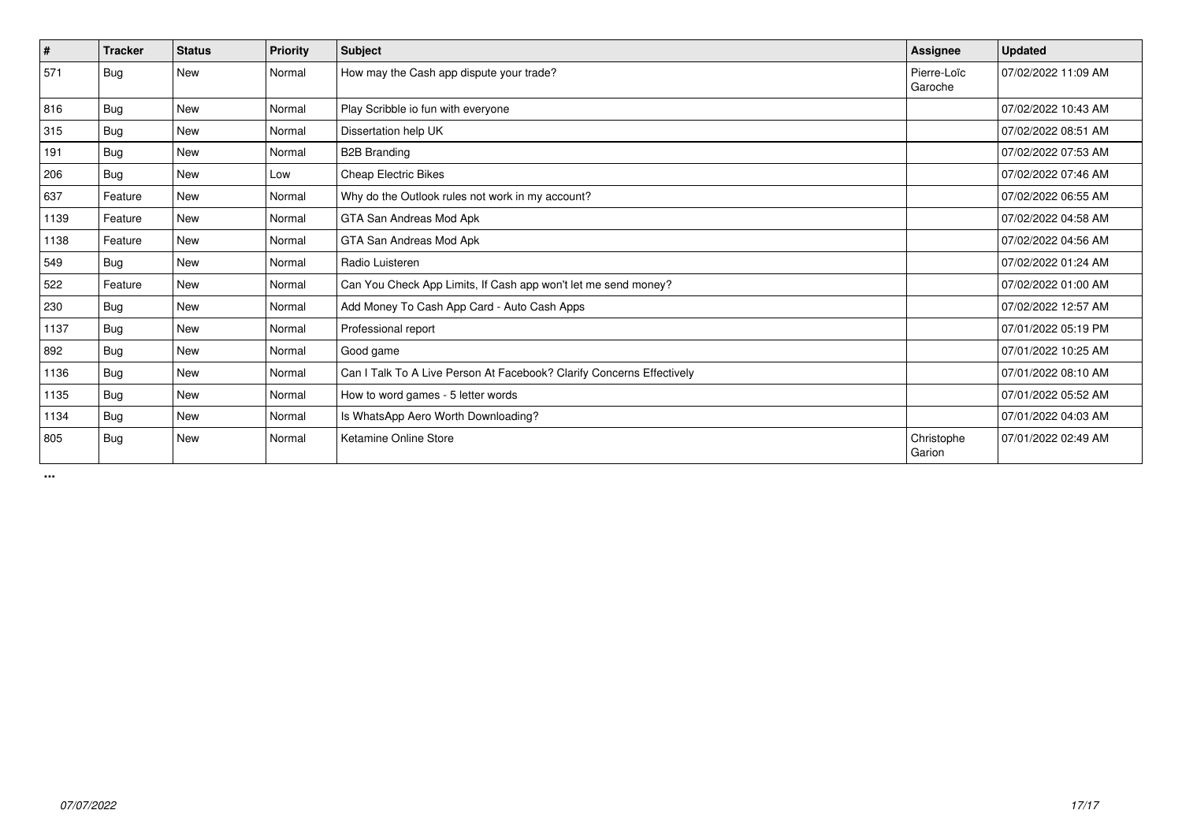| # | Tracker | Status | Priority | Subject | Assignee | Updated |
|---|---|---|---|---|---|---|
| 571 | Bug | New | Normal | How may the Cash app dispute your trade? | Pierre-Loïc Garoche | 07/02/2022 11:09 AM |
| 816 | Bug | New | Normal | Play Scribble io fun with everyone | | 07/02/2022 10:43 AM |
| 315 | Bug | New | Normal | Dissertation help UK | | 07/02/2022 08:51 AM |
| 191 | Bug | New | Normal | B2B Branding | | 07/02/2022 07:53 AM |
| 206 | Bug | New | Low | Cheap Electric Bikes | | 07/02/2022 07:46 AM |
| 637 | Feature | New | Normal | Why do the Outlook rules not work in my account? | | 07/02/2022 06:55 AM |
| 1139 | Feature | New | Normal | GTA San Andreas Mod Apk | | 07/02/2022 04:58 AM |
| 1138 | Feature | New | Normal | GTA San Andreas Mod Apk | | 07/02/2022 04:56 AM |
| 549 | Bug | New | Normal | Radio Luisteren | | 07/02/2022 01:24 AM |
| 522 | Feature | New | Normal | Can You Check App Limits, If Cash app won't let me send money? | | 07/02/2022 01:00 AM |
| 230 | Bug | New | Normal | Add Money To Cash App Card - Auto Cash Apps | | 07/02/2022 12:57 AM |
| 1137 | Bug | New | Normal | Professional report | | 07/01/2022 05:19 PM |
| 892 | Bug | New | Normal | Good game | | 07/01/2022 10:25 AM |
| 1136 | Bug | New | Normal | Can I Talk To A Live Person At Facebook? Clarify Concerns Effectively | | 07/01/2022 08:10 AM |
| 1135 | Bug | New | Normal | How to word games - 5 letter words | | 07/01/2022 05:52 AM |
| 1134 | Bug | New | Normal | Is WhatsApp Aero Worth Downloading? | | 07/01/2022 04:03 AM |
| 805 | Bug | New | Normal | Ketamine Online Store | Christophe Garion | 07/01/2022 02:49 AM |

...